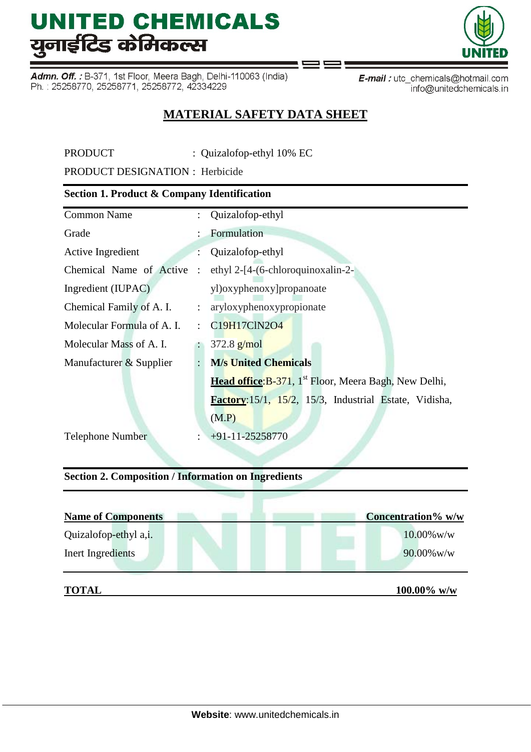# UNITED CHEMICALS
# युनाईटिड केमिकल्स

**Admn. Off. :** B-371, 1st Floor, Meera Bagh, Delhi-110063 (India)
Ph. : 25258770, 25258771, 25258772, 42334229

**E-mail :** utc_chemicals@hotmail.com
info@unitedchemicals.in

## MATERIAL SAFETY DATA SHEET

PRODUCT : Quizalofop-ethyl 10% EC

PRODUCT DESIGNATION : Herbicide

### Section 1. Product & Company Identification

| | | |
|---|---|---|
| Common Name | : | Quizalofop-ethyl |
| Grade | : | Formulation |
| Active Ingredient | : | Quizalofop-ethyl |
| Chemical Name of Active Ingredient (IUPAC) | : | ethyl 2-[4-(6-chloroquinoxalin-2-yl)oxyphenoxy]propanoate |
| Chemical Family of A. I. | : | aryloxyphenoxypropionate |
| Molecular Formula of A. I. | : | $C19H17ClN2O4$ |
| Molecular Mass of A. I. | : | 372.8 g/mol |
| Manufacturer & Supplier | : | **M/s United Chemicals**<br>**Head office**:B-371, 1st Floor, Meera Bagh, New Delhi,<br>**Factory**:15/1, 15/2, 15/3, Industrial Estate, Vidisha, (M.P) |
| Telephone Number | : | +91-11-25258770 |

### Section 2. Composition / Information on Ingredients

| **Name of Components** | **Concentration% w/w** |
|---|---|
| Quizalofop-ethyl a,i. | 10.00%w/w |
| Inert Ingredients | 90.00%w/w |
| **TOTAL** | **100.00% w/w** |

**Website**: www.unitedchemicals.in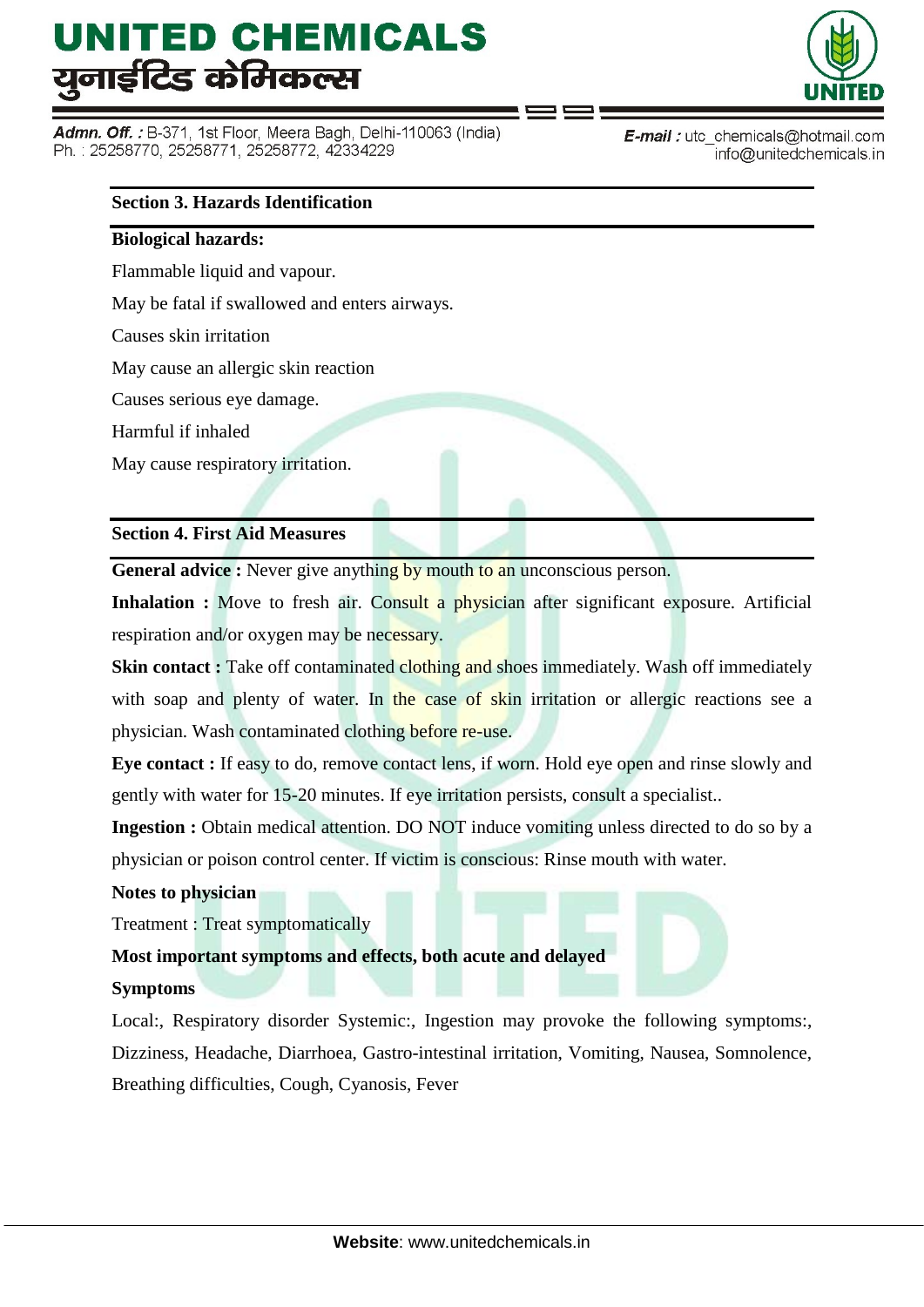## Section 3. Hazards Identification

**Biological hazards:**

Flammable liquid and vapour.

May be fatal if swallowed and enters airways.

Causes skin irritation

May cause an allergic skin reaction

Causes serious eye damage.

Harmful if inhaled

May cause respiratory irritation.

## Section 4. First Aid Measures

**General advice :** Never give anything by mouth to an unconscious person.

**Inhalation :** Move to fresh air. Consult a physician after significant exposure. Artificial respiration and/or oxygen may be necessary.

**Skin contact :** Take off contaminated clothing and shoes immediately. Wash off immediately with soap and plenty of water. In the case of skin irritation or allergic reactions see a physician. Wash contaminated clothing before re-use.

**Eye contact :** If easy to do, remove contact lens, if worn. Hold eye open and rinse slowly and gently with water for 15-20 minutes. If eye irritation persists, consult a specialist..

**Ingestion :** Obtain medical attention. DO NOT induce vomiting unless directed to do so by a physician or poison control center. If victim is conscious: Rinse mouth with water.

**Notes to physician**

Treatment : Treat symptomatically

**Most important symptoms and effects, both acute and delayed**

**Symptoms**

Local:, Respiratory disorder Systemic:, Ingestion may provoke the following symptoms:, Dizziness, Headache, Diarrhoea, Gastro-intestinal irritation, Vomiting, Nausea, Somnolence, Breathing difficulties, Cough, Cyanosis, Fever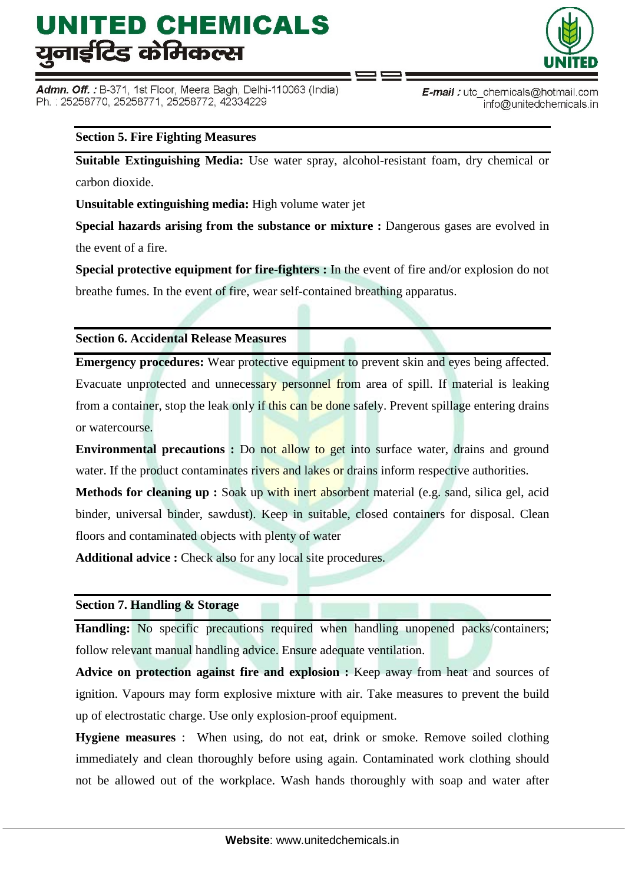## Section 5. Fire Fighting Measures

**Suitable Extinguishing Media:** Use water spray, alcohol-resistant foam, dry chemical or carbon dioxide.

**Unsuitable extinguishing media:** High volume water jet

**Special hazards arising from the substance or mixture :** Dangerous gases are evolved in the event of a fire.

**Special protective equipment for fire-fighters :** In the event of fire and/or explosion do not breathe fumes. In the event of fire, wear self-contained breathing apparatus.

## Section 6. Accidental Release Measures

**Emergency procedures:** Wear protective equipment to prevent skin and eyes being affected. Evacuate unprotected and unnecessary personnel from area of spill. If material is leaking from a container, stop the leak only if this can be done safely. Prevent spillage entering drains or watercourse.

**Environmental precautions :** Do not allow to get into surface water, drains and ground water. If the product contaminates rivers and lakes or drains inform respective authorities.

**Methods for cleaning up :** Soak up with inert absorbent material (e.g. sand, silica gel, acid binder, universal binder, sawdust). Keep in suitable, closed containers for disposal. Clean floors and contaminated objects with plenty of water

**Additional advice :** Check also for any local site procedures.

## Section 7. Handling & Storage

**Handling:** No specific precautions required when handling unopened packs/containers; follow relevant manual handling advice. Ensure adequate ventilation.

**Advice on protection against fire and explosion :** Keep away from heat and sources of ignition. Vapours may form explosive mixture with air. Take measures to prevent the build up of electrostatic charge. Use only explosion-proof equipment.

**Hygiene measures :** When using, do not eat, drink or smoke. Remove soiled clothing immediately and clean thoroughly before using again. Contaminated work clothing should not be allowed out of the workplace. Wash hands thoroughly with soap and water after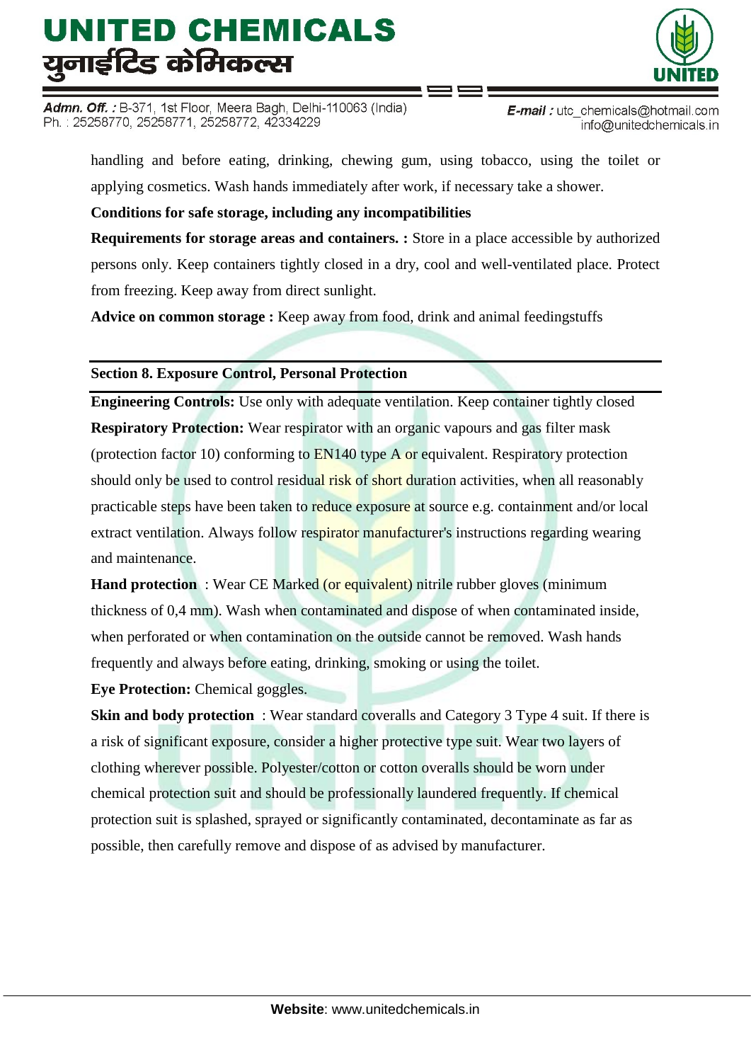handling and before eating, drinking, chewing gum, using tobacco, using the toilet or applying cosmetics. Wash hands immediately after work, if necessary take a shower.

**Conditions for safe storage, including any incompatibilities**

**Requirements for storage areas and containers. :** Store in a place accessible by authorized persons only. Keep containers tightly closed in a dry, cool and well-ventilated place. Protect from freezing. Keep away from direct sunlight.

**Advice on common storage :** Keep away from food, drink and animal feedingstuffs

## Section 8. Exposure Control, Personal Protection

**Engineering Controls:** Use only with adequate ventilation. Keep container tightly closed

**Respiratory Protection:** Wear respirator with an organic vapours and gas filter mask (protection factor 10) conforming to EN140 type A or equivalent. Respiratory protection should only be used to control residual risk of short duration activities, when all reasonably practicable steps have been taken to reduce exposure at source e.g. containment and/or local extract ventilation. Always follow respirator manufacturer's instructions regarding wearing and maintenance.

**Hand protection** : Wear CE Marked (or equivalent) nitrile rubber gloves (minimum thickness of 0,4 mm). Wash when contaminated and dispose of when contaminated inside, when perforated or when contamination on the outside cannot be removed. Wash hands frequently and always before eating, drinking, smoking or using the toilet.

**Eye Protection:** Chemical goggles.

**Skin and body protection** : Wear standard coveralls and Category 3 Type 4 suit. If there is a risk of significant exposure, consider a higher protective type suit. Wear two layers of clothing wherever possible. Polyester/cotton or cotton overalls should be worn under chemical protection suit and should be professionally laundered frequently. If chemical protection suit is splashed, sprayed or significantly contaminated, decontaminate as far as possible, then carefully remove and dispose of as advised by manufacturer.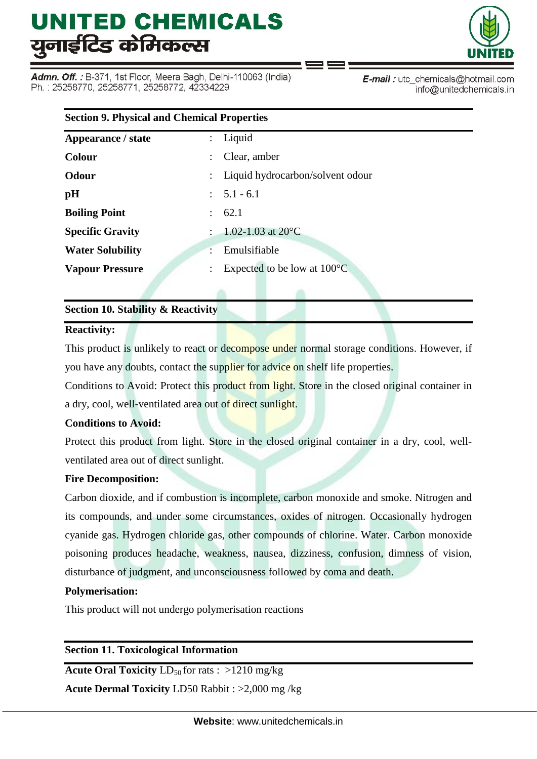## Section 9. Physical and Chemical Properties

| | | |
|---|---|---|
| **Appearance / state** | : | Liquid |
| **Colour** | : | Clear, amber |
| **Odour** | : | Liquid hydrocarbon/solvent odour |
| **pH** | : | 5.1 - 6.1 |
| **Boiling Point** | : | 62.1 |
| **Specific Gravity** | : | 1.02-1.03 at 20°C |
| **Water Solubility** | : | Emulsifiable |
| **Vapour Pressure** | : | Expected to be low at 100°C |

## Section 10. Stability & Reactivity

**Reactivity:**

This product is unlikely to react or decompose under normal storage conditions. However, if you have any doubts, contact the supplier for advice on shelf life properties.

Conditions to Avoid: Protect this product from light. Store in the closed original container in a dry, cool, well-ventilated area out of direct sunlight.

**Conditions to Avoid:**

Protect this product from light. Store in the closed original container in a dry, cool, well-ventilated area out of direct sunlight.

**Fire Decomposition:**

Carbon dioxide, and if combustion is incomplete, carbon monoxide and smoke. Nitrogen and its compounds, and under some circumstances, oxides of nitrogen. Occasionally hydrogen cyanide gas. Hydrogen chloride gas, other compounds of chlorine. Water. Carbon monoxide poisoning produces headache, weakness, nausea, dizziness, confusion, dimness of vision, disturbance of judgment, and unconsciousness followed by coma and death.

**Polymerisation:**

This product will not undergo polymerisation reactions

## Section 11. Toxicological Information

**Acute Oral Toxicity** $LD_{50}$ for rats : >1210 mg/kg

**Acute Dermal Toxicity** LD50 Rabbit : >2,000 mg /kg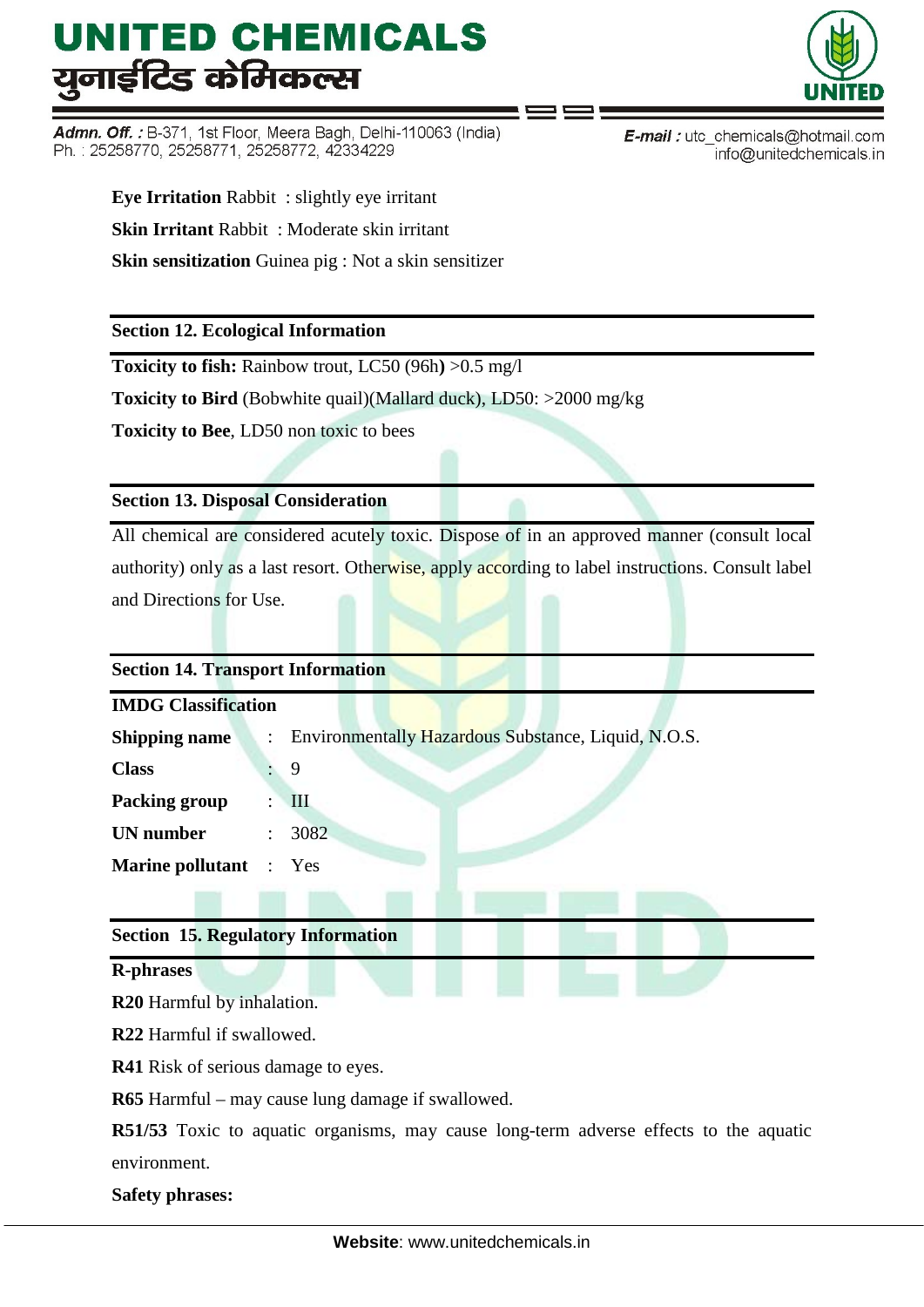**Eye Irritation** Rabbit : slightly eye irritant

**Skin Irritant** Rabbit : Moderate skin irritant

**Skin sensitization** Guinea pig : Not a skin sensitizer

## Section 12. Ecological Information

**Toxicity to fish:** Rainbow trout, LC50 (96h**)** >0.5 mg/l

**Toxicity to Bird** (Bobwhite quail)(Mallard duck), LD50: >2000 mg/kg

**Toxicity to Bee**, LD50 non toxic to bees

## Section 13. Disposal Consideration

All chemical are considered acutely toxic. Dispose of in an approved manner (consult local authority) only as a last resort. Otherwise, apply according to label instructions. Consult label and Directions for Use.

## Section 14. Transport Information

**IMDG Classification**

| | | |
|---|---|---|
| **Shipping name** | : | Environmentally Hazardous Substance, Liquid, N.O.S. |
| **Class** | : | 9 |
| **Packing group** | : | III |
| **UN number** | : | 3082 |
| **Marine pollutant** | : | Yes |

## Section 15. Regulatory Information

**R-phrases**

**R20** Harmful by inhalation.

**R22** Harmful if swallowed.

**R41** Risk of serious damage to eyes.

**R65** Harmful – may cause lung damage if swallowed.

**R51/53** Toxic to aquatic organisms, may cause long-term adverse effects to the aquatic environment.

**Safety phrases:**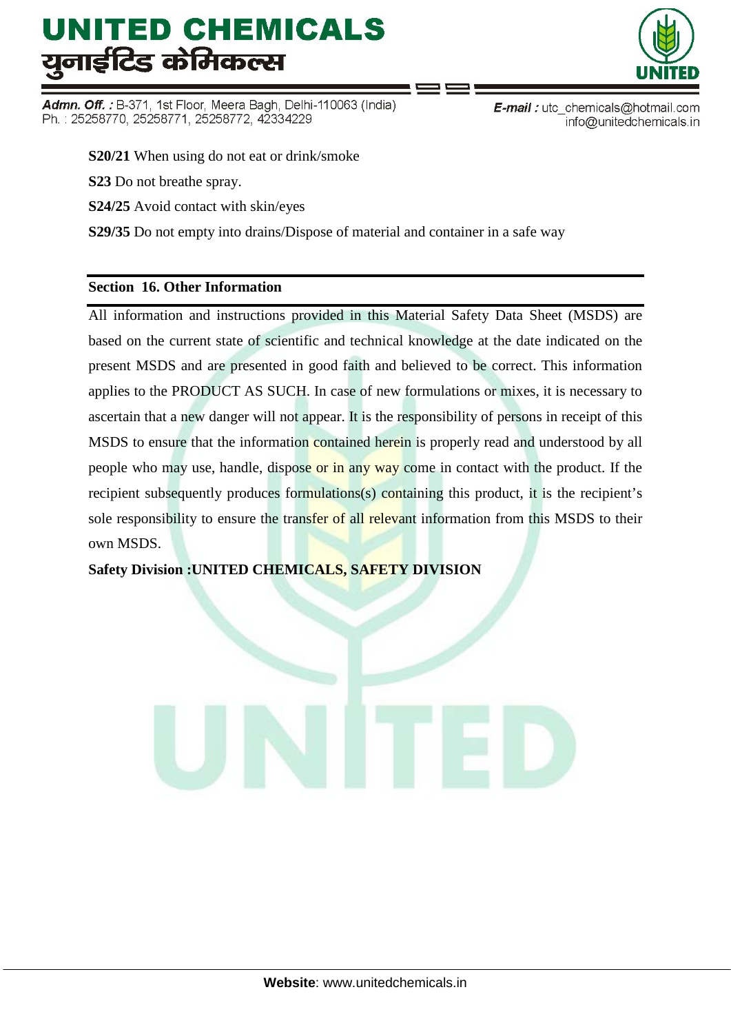**S20/21** When using do not eat or drink/smoke

**S23** Do not breathe spray.

**S24/25** Avoid contact with skin/eyes

**S29/35** Do not empty into drains/Dispose of material and container in a safe way

## Section 16. Other Information

All information and instructions provided in this Material Safety Data Sheet (MSDS) are based on the current state of scientific and technical knowledge at the date indicated on the present MSDS and are presented in good faith and believed to be correct. This information applies to the PRODUCT AS SUCH. In case of new formulations or mixes, it is necessary to ascertain that a new danger will not appear. It is the responsibility of persons in receipt of this MSDS to ensure that the information contained herein is properly read and understood by all people who may use, handle, dispose or in any way come in contact with the product. If the recipient subsequently produces formulations(s) containing this product, it is the recipient's sole responsibility to ensure the transfer of all relevant information from this MSDS to their own MSDS.

**Safety Division :UNITED CHEMICALS, SAFETY DIVISION**